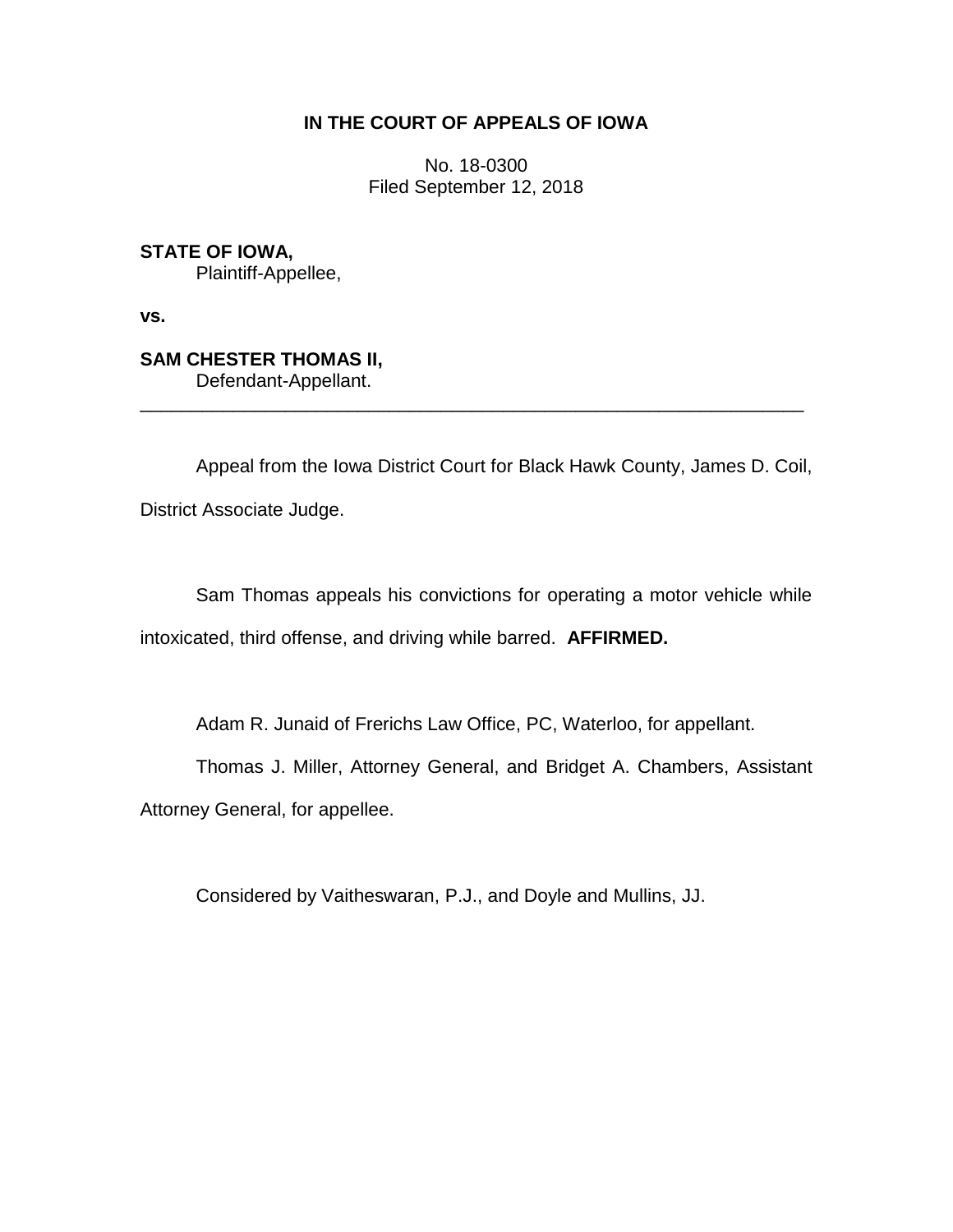**IN THE COURT OF APPEALS OF IOWA**

No. 18-0300
Filed September 12, 2018

**STATE OF IOWA,**
Plaintiff-Appellee,

**vs.**

**SAM CHESTER THOMAS II,**
Defendant-Appellant.

---

Appeal from the Iowa District Court for Black Hawk County, James D. Coil, District Associate Judge.

Sam Thomas appeals his convictions for operating a motor vehicle while intoxicated, third offense, and driving while barred. **AFFIRMED.**

Adam R. Junaid of Frerichs Law Office, PC, Waterloo, for appellant.

Thomas J. Miller, Attorney General, and Bridget A. Chambers, Assistant Attorney General, for appellee.

Considered by Vaitheswaran, P.J., and Doyle and Mullins, JJ.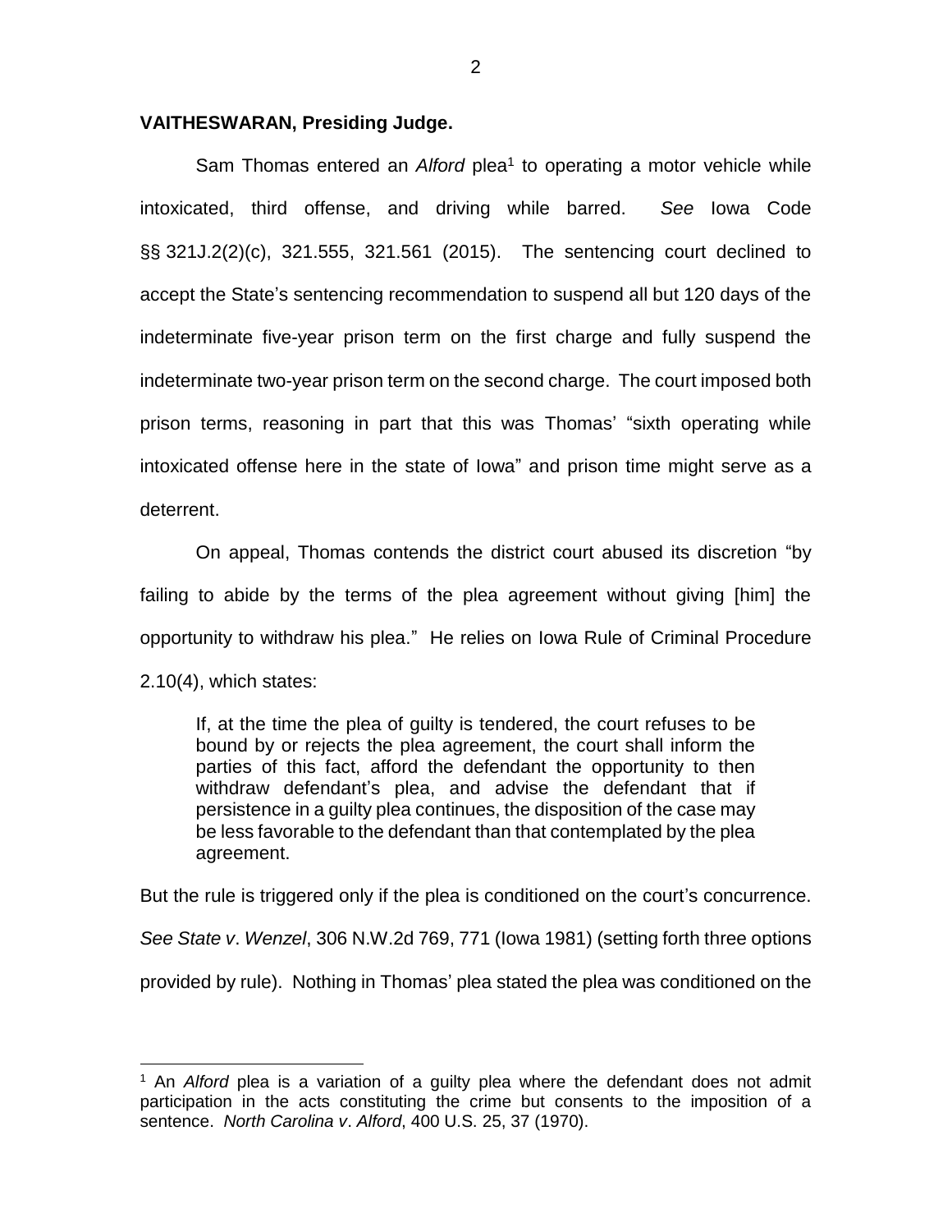**VAITHESWARAN, Presiding Judge.**

Sam Thomas entered an *Alford* plea[1] to operating a motor vehicle while intoxicated, third offense, and driving while barred. *See* Iowa Code §§ 321J.2(2)(c), 321.555, 321.561 (2015). The sentencing court declined to accept the State's sentencing recommendation to suspend all but 120 days of the indeterminate five-year prison term on the first charge and fully suspend the indeterminate two-year prison term on the second charge. The court imposed both prison terms, reasoning in part that this was Thomas' "sixth operating while intoxicated offense here in the state of Iowa" and prison time might serve as a deterrent.

On appeal, Thomas contends the district court abused its discretion "by failing to abide by the terms of the plea agreement without giving [him] the opportunity to withdraw his plea." He relies on Iowa Rule of Criminal Procedure 2.10(4), which states:

> If, at the time the plea of guilty is tendered, the court refuses to be bound by or rejects the plea agreement, the court shall inform the parties of this fact, afford the defendant the opportunity to then withdraw defendant's plea, and advise the defendant that if persistence in a guilty plea continues, the disposition of the case may be less favorable to the defendant than that contemplated by the plea agreement.

But the rule is triggered only if the plea is conditioned on the court's concurrence. *See State v. Wenzel*, 306 N.W.2d 769, 771 (Iowa 1981) (setting forth three options provided by rule). Nothing in Thomas' plea stated the plea was conditioned on the

---

[1] An *Alford* plea is a variation of a guilty plea where the defendant does not admit participation in the acts constituting the crime but consents to the imposition of a sentence. *North Carolina v. Alford*, 400 U.S. 25, 37 (1970).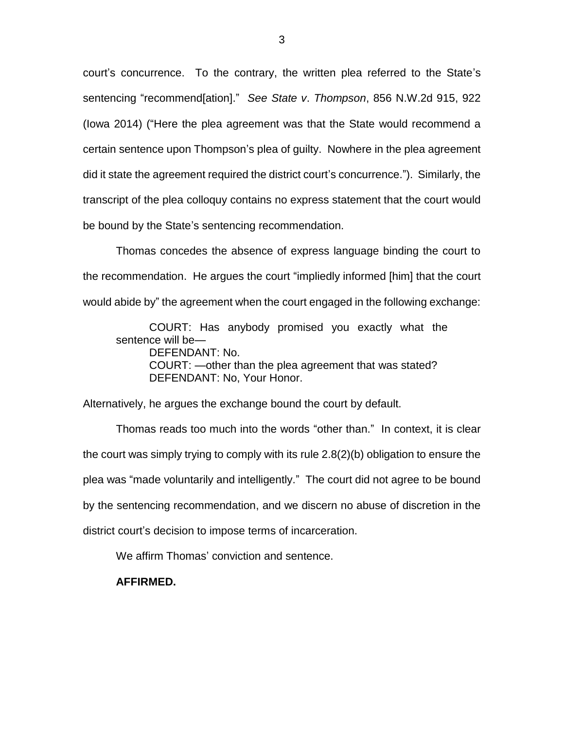court's concurrence. To the contrary, the written plea referred to the State's sentencing "recommend[ation]." *See State v. Thompson*, 856 N.W.2d 915, 922 (Iowa 2014) ("Here the plea agreement was that the State would recommend a certain sentence upon Thompson's plea of guilty. Nowhere in the plea agreement did it state the agreement required the district court's concurrence."). Similarly, the transcript of the plea colloquy contains no express statement that the court would be bound by the State's sentencing recommendation.

Thomas concedes the absence of express language binding the court to the recommendation. He argues the court "impliedly informed [him] that the court would abide by" the agreement when the court engaged in the following exchange:

> COURT: Has anybody promised you exactly what the sentence will be—
> DEFENDANT: No.
> COURT: —other than the plea agreement that was stated?
> DEFENDANT: No, Your Honor.

Alternatively, he argues the exchange bound the court by default.

Thomas reads too much into the words "other than." In context, it is clear the court was simply trying to comply with its rule 2.8(2)(b) obligation to ensure the plea was "made voluntarily and intelligently." The court did not agree to be bound by the sentencing recommendation, and we discern no abuse of discretion in the district court's decision to impose terms of incarceration.

We affirm Thomas' conviction and sentence.

**AFFIRMED.**